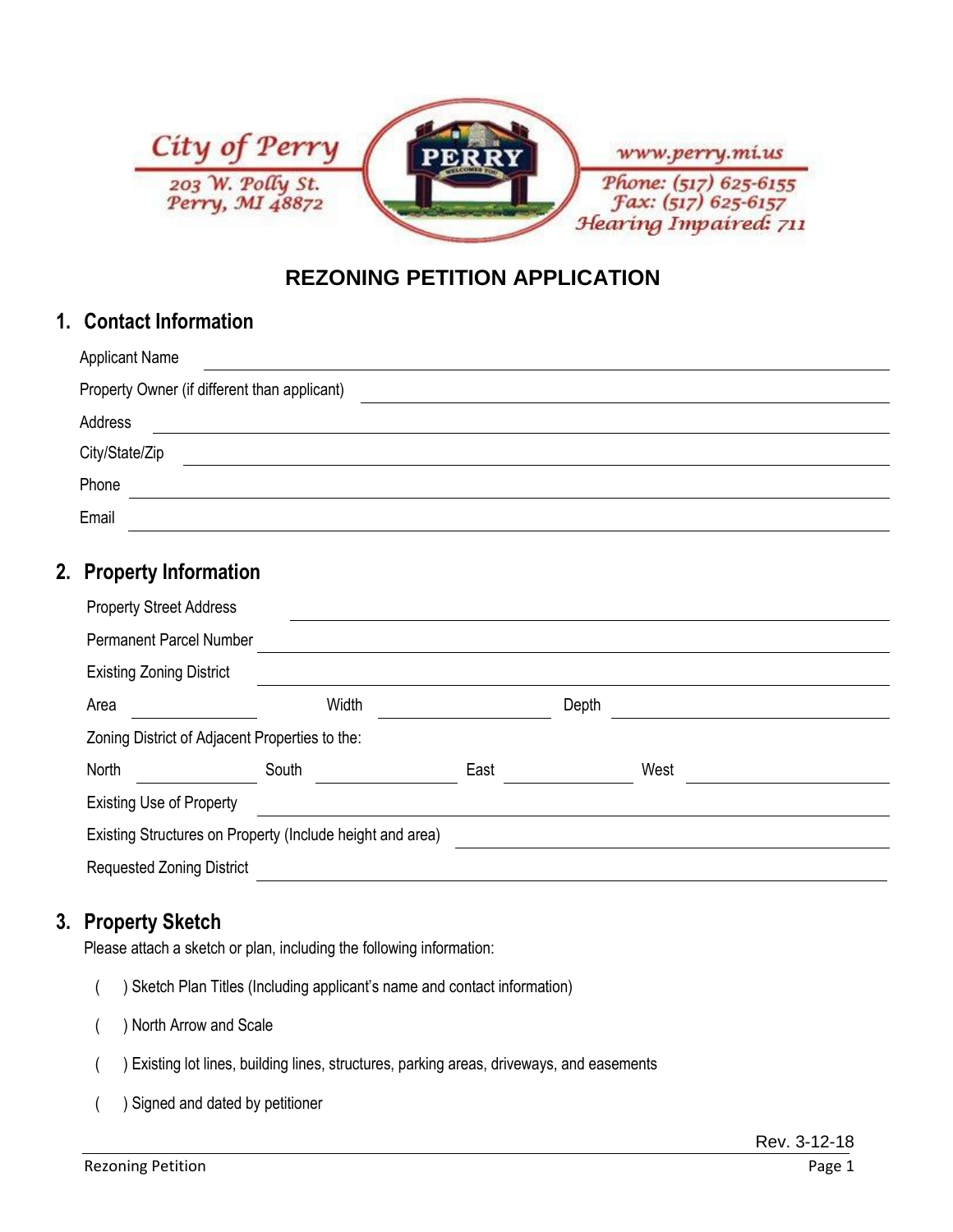City of Perry
203 W. Polly St.
Perry, MI 48872

www.perry.mi.us
Phone: (517) 625-6155
Fax: (517) 625-6157
Hearing Impaired: 711

# REZONING PETITION APPLICATION

## 1. Contact Information

Applicant Name ______________________________

Property Owner (if different than applicant) ______________________________

Address ______________________________

City/State/Zip ______________________________

Phone ______________________________

Email ______________________________

## 2. Property Information

Property Street Address ______________________________

Permanent Parcel Number ______________________________

Existing Zoning District ______________________________

Area __________ Width __________ Depth __________

Zoning District of Adjacent Properties to the:

North __________ South __________ East __________ West __________

Existing Use of Property ______________________________

Existing Structures on Property (Include height and area) ______________________________

Requested Zoning District ______________________________

## 3. Property Sketch

Please attach a sketch or plan, including the following information:

( ) Sketch Plan Titles (Including applicant's name and contact information)

( ) North Arrow and Scale

( ) Existing lot lines, building lines, structures, parking areas, driveways, and easements

( ) Signed and dated by petitioner

Rev. 3-12-18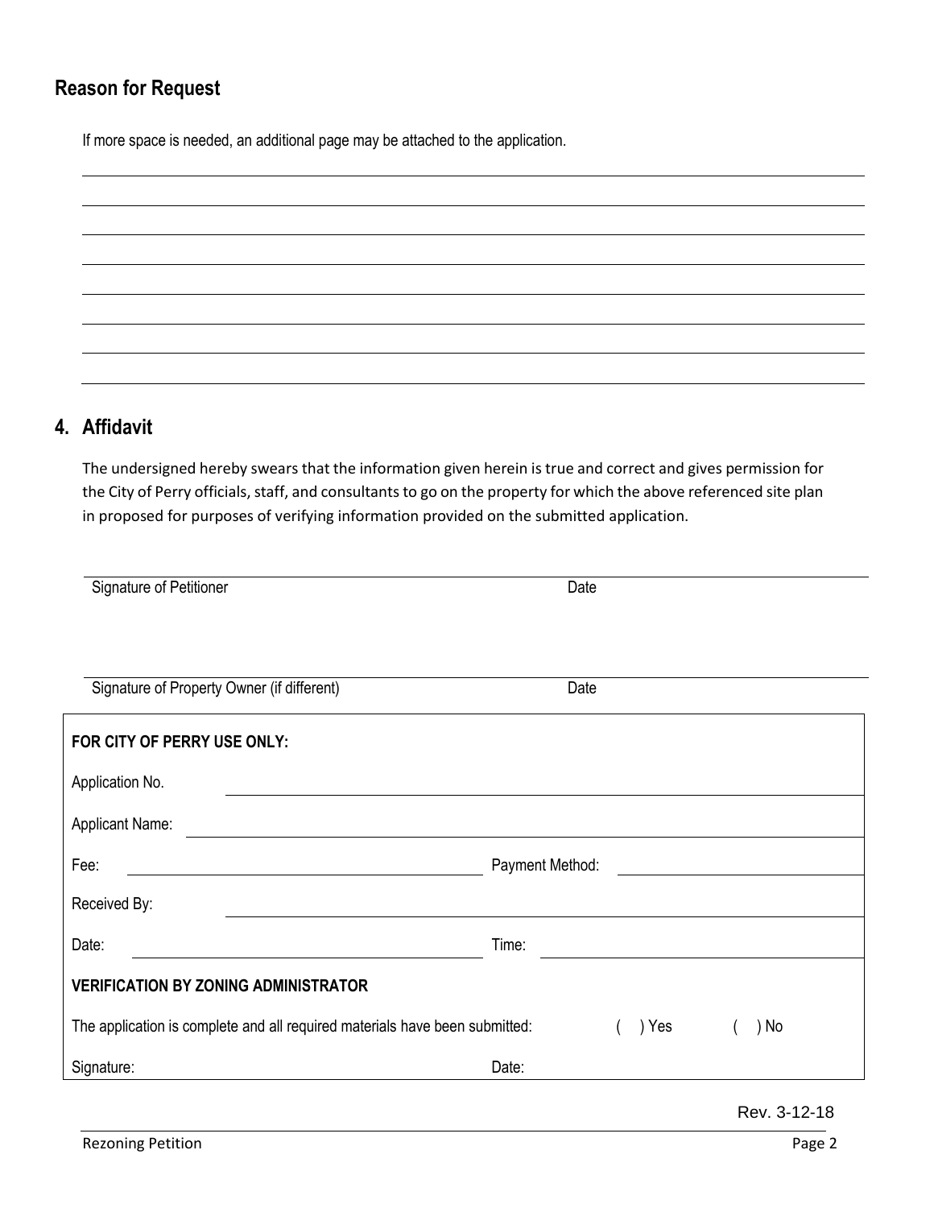## Reason for Request

If more space is needed, an additional page may be attached to the application.

______________________________________________________________________________

______________________________________________________________________________

______________________________________________________________________________

______________________________________________________________________________

______________________________________________________________________________

______________________________________________________________________________

______________________________________________________________________________

## 4. Affidavit

The undersigned hereby swears that the information given herein is true and correct and gives permission for the City of Perry officials, staff, and consultants to go on the property for which the above referenced site plan in proposed for purposes of verifying information provided on the submitted application.

______________________________________________________________________________

Signature of Petitioner Date

______________________________________________________________________________

Signature of Property Owner (if different) Date

**FOR CITY OF PERRY USE ONLY:**

Application No. ______________________________________________

Applicant Name: ______________________________________________

Fee: ______________________ Payment Method: ______________________

Received By: ______________________________________________

Date: ______________________ Time: ______________________

**VERIFICATION BY ZONING ADMINISTRATOR**

The application is complete and all required materials have been submitted: ( ) Yes ( ) No

Signature: Date:

Rev. 3-12-18